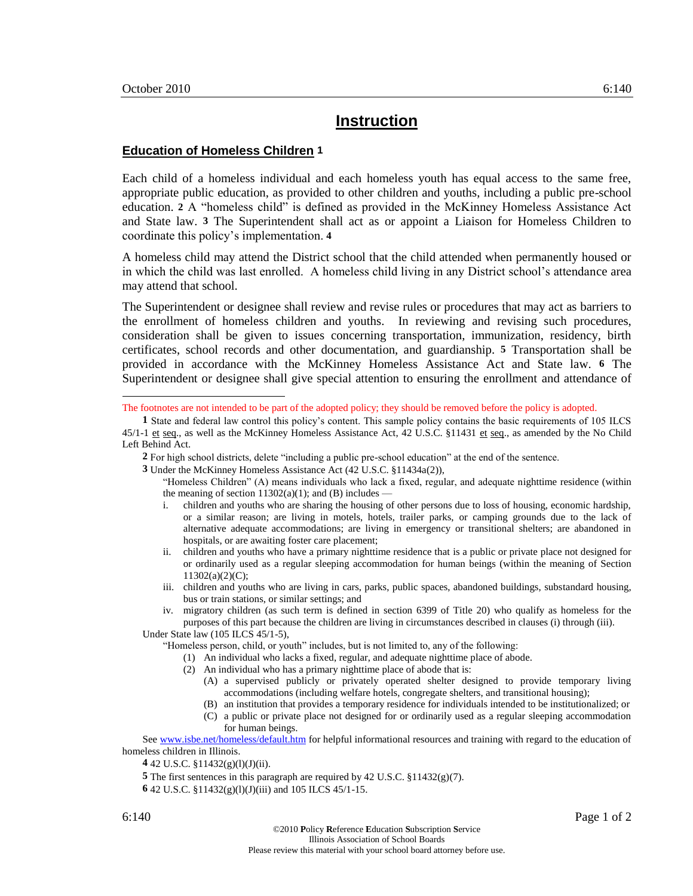# Instruction

## Education of Homeless Children [1]

Each child of a homeless individual and each homeless youth has equal access to the same free, appropriate public education, as provided to other children and youths, including a public pre-school education. [2] A "homeless child" is defined as provided in the McKinney Homeless Assistance Act and State law. [3] The Superintendent shall act as or appoint a Liaison for Homeless Children to coordinate this policy's implementation. [4]

A homeless child may attend the District school that the child attended when permanently housed or in which the child was last enrolled. A homeless child living in any District school's attendance area may attend that school.

The Superintendent or designee shall review and revise rules or procedures that may act as barriers to the enrollment of homeless children and youths. In reviewing and revising such procedures, consideration shall be given to issues concerning transportation, immunization, residency, birth certificates, school records and other documentation, and guardianship. [5] Transportation shall be provided in accordance with the McKinney Homeless Assistance Act and State law. [6] The Superintendent or designee shall give special attention to ensuring the enrollment and attendance of

---

The footnotes are not intended to be part of the adopted policy; they should be removed before the policy is adopted.

[1] State and federal law control this policy's content. This sample policy contains the basic requirements of 105 ILCS 45/1-1 et seq., as well as the McKinney Homeless Assistance Act, 42 U.S.C. §11431 et seq., as amended by the No Child Left Behind Act.

[2] For high school districts, delete "including a public pre-school education" at the end of the sentence.

[3] Under the McKinney Homeless Assistance Act (42 U.S.C. §11434a(2)),

> "Homeless Children" (A) means individuals who lack a fixed, regular, and adequate nighttime residence (within the meaning of section 11302(a)(1); and (B) includes —
>
> i. children and youths who are sharing the housing of other persons due to loss of housing, economic hardship, or a similar reason; are living in motels, hotels, trailer parks, or camping grounds due to the lack of alternative adequate accommodations; are living in emergency or transitional shelters; are abandoned in hospitals, or are awaiting foster care placement;
> ii. children and youths who have a primary nighttime residence that is a public or private place not designed for or ordinarily used as a regular sleeping accommodation for human beings (within the meaning of Section 11302(a)(2)(C);
> iii. children and youths who are living in cars, parks, public spaces, abandoned buildings, substandard housing, bus or train stations, or similar settings; and
> iv. migratory children (as such term is defined in section 6399 of Title 20) who qualify as homeless for the purposes of this part because the children are living in circumstances described in clauses (i) through (iii).

Under State law (105 ILCS 45/1-5),

> "Homeless person, child, or youth" includes, but is not limited to, any of the following:
>
> (1) An individual who lacks a fixed, regular, and adequate nighttime place of abode.
> (2) An individual who has a primary nighttime place of abode that is:
>   (A) a supervised publicly or privately operated shelter designed to provide temporary living accommodations (including welfare hotels, congregate shelters, and transitional housing);
>   (B) an institution that provides a temporary residence for individuals intended to be institutionalized; or
>   (C) a public or private place not designed for or ordinarily used as a regular sleeping accommodation for human beings.

See www.isbe.net/homeless/default.htm for helpful informational resources and training with regard to the education of homeless children in Illinois.

[4] 42 U.S.C. §11432(g)(l)(J)(ii).

[5] The first sentences in this paragraph are required by 42 U.S.C. §11432(g)(7).

[6] 42 U.S.C. §11432(g)(l)(J)(iii) and 105 ILCS 45/1-15.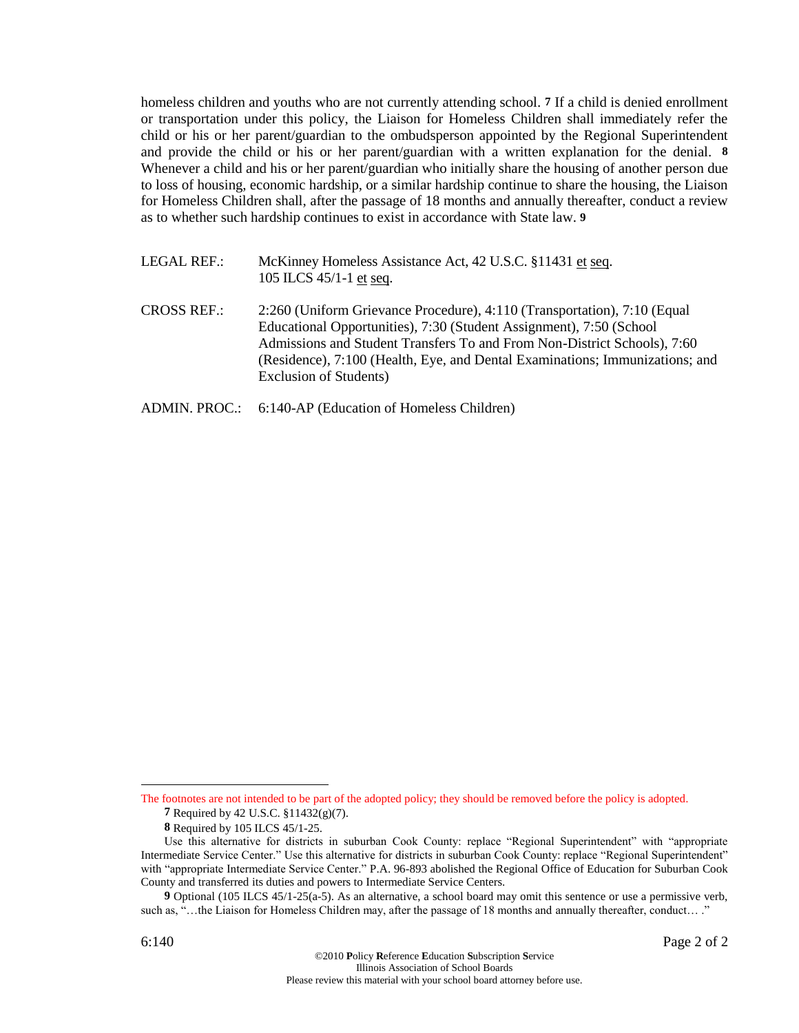homeless children and youths who are not currently attending school. [7] If a child is denied enrollment or transportation under this policy, the Liaison for Homeless Children shall immediately refer the child or his or her parent/guardian to the ombudsperson appointed by the Regional Superintendent and provide the child or his or her parent/guardian with a written explanation for the denial. [8] Whenever a child and his or her parent/guardian who initially share the housing of another person due to loss of housing, economic hardship, or a similar hardship continue to share the housing, the Liaison for Homeless Children shall, after the passage of 18 months and annually thereafter, conduct a review as to whether such hardship continues to exist in accordance with State law. [9]

LEGAL REF.: McKinney Homeless Assistance Act, 42 U.S.C. §11431 et seq.
105 ILCS 45/1-1 et seq.

CROSS REF.: 2:260 (Uniform Grievance Procedure), 4:110 (Transportation), 7:10 (Equal Educational Opportunities), 7:30 (Student Assignment), 7:50 (School Admissions and Student Transfers To and From Non-District Schools), 7:60 (Residence), 7:100 (Health, Eye, and Dental Examinations; Immunizations; and Exclusion of Students)

ADMIN. PROC.: 6:140-AP (Education of Homeless Children)

---

The footnotes are not intended to be part of the adopted policy; they should be removed before the policy is adopted.

**7** Required by 42 U.S.C. §11432(g)(7).

**8** Required by 105 ILCS 45/1-25.

Use this alternative for districts in suburban Cook County: replace "Regional Superintendent" with "appropriate Intermediate Service Center." Use this alternative for districts in suburban Cook County: replace "Regional Superintendent" with "appropriate Intermediate Service Center." P.A. 96-893 abolished the Regional Office of Education for Suburban Cook County and transferred its duties and powers to Intermediate Service Centers.

**9** Optional (105 ILCS 45/1-25(a-5). As an alternative, a school board may omit this sentence or use a permissive verb, such as, "…the Liaison for Homeless Children may, after the passage of 18 months and annually thereafter, conduct… ."

6:140

©2010 **P**olicy **R**eference **E**ducation **S**ubscription **S**ervice
Illinois Association of School Boards
Please review this material with your school board attorney before use.